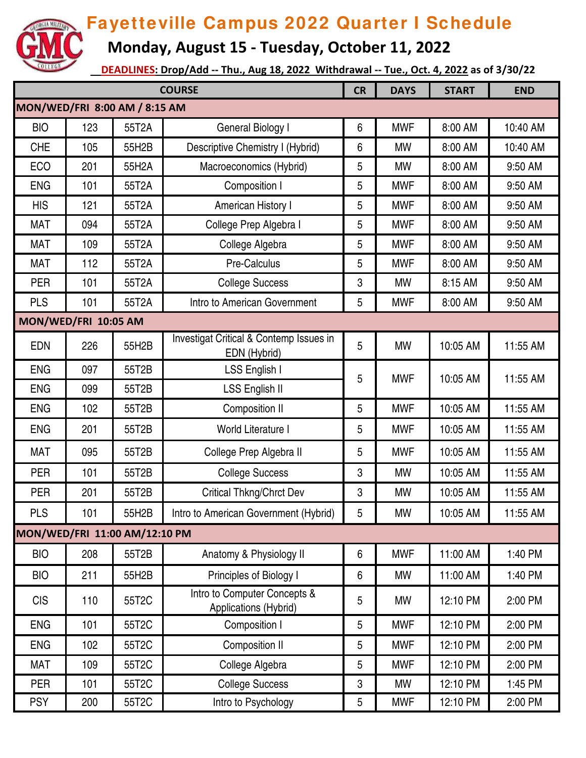# Fayetteville Campus 2022 Quarter I Schedule

## Monday, August 15 - Tuesday, October 11, 2022

**DEADLINES: Drop/Add -- Thu., Aug 18, 2022 Withdrawal -- Tue., Oct. 4, 2022** as of 3/30/22

| COURSE | | | | CR | DAYS | START | END |
|---|---|---|---|---|---|---|---|
| **MON/WED/FRI 8:00 AM / 8:15 AM** | | | | | | | |
| BIO | 123 | 55T2A | General Biology I | 6 | MWF | 8:00 AM | 10:40 AM |
| CHE | 105 | 55H2B | Descriptive Chemistry I (Hybrid) | 6 | MW | 8:00 AM | 10:40 AM |
| ECO | 201 | 55H2A | Macroeconomics (Hybrid) | 5 | MW | 8:00 AM | 9:50 AM |
| ENG | 101 | 55T2A | Composition I | 5 | MWF | 8:00 AM | 9:50 AM |
| HIS | 121 | 55T2A | American History I | 5 | MWF | 8:00 AM | 9:50 AM |
| MAT | 094 | 55T2A | College Prep Algebra I | 5 | MWF | 8:00 AM | 9:50 AM |
| MAT | 109 | 55T2A | College Algebra | 5 | MWF | 8:00 AM | 9:50 AM |
| MAT | 112 | 55T2A | Pre-Calculus | 5 | MWF | 8:00 AM | 9:50 AM |
| PER | 101 | 55T2A | College Success | 3 | MW | 8:15 AM | 9:50 AM |
| PLS | 101 | 55T2A | Intro to American Government | 5 | MWF | 8:00 AM | 9:50 AM |
| **MON/WED/FRI 10:05 AM** | | | | | | | |
| EDN | 226 | 55H2B | Investigat Critical & Contemp Issues in EDN (Hybrid) | 5 | MW | 10:05 AM | 11:55 AM |
| ENG | 097 | 55T2B | LSS English I | 5 | MWF | 10:05 AM | 11:55 AM |
| ENG | 099 | 55T2B | LSS English II | | | | |
| ENG | 102 | 55T2B | Composition II | 5 | MWF | 10:05 AM | 11:55 AM |
| ENG | 201 | 55T2B | World Literature I | 5 | MWF | 10:05 AM | 11:55 AM |
| MAT | 095 | 55T2B | College Prep Algebra II | 5 | MWF | 10:05 AM | 11:55 AM |
| PER | 101 | 55T2B | College Success | 3 | MW | 10:05 AM | 11:55 AM |
| PER | 201 | 55T2B | Critical Thkng/Chrct Dev | 3 | MW | 10:05 AM | 11:55 AM |
| PLS | 101 | 55H2B | Intro to American Government (Hybrid) | 5 | MW | 10:05 AM | 11:55 AM |
| **MON/WED/FRI 11:00 AM/12:10 PM** | | | | | | | |
| BIO | 208 | 55T2B | Anatomy & Physiology II | 6 | MWF | 11:00 AM | 1:40 PM |
| BIO | 211 | 55H2B | Principles of Biology I | 6 | MW | 11:00 AM | 1:40 PM |
| CIS | 110 | 55T2C | Intro to Computer Concepts & Applications (Hybrid) | 5 | MW | 12:10 PM | 2:00 PM |
| ENG | 101 | 55T2C | Composition I | 5 | MWF | 12:10 PM | 2:00 PM |
| ENG | 102 | 55T2C | Composition II | 5 | MWF | 12:10 PM | 2:00 PM |
| MAT | 109 | 55T2C | College Algebra | 5 | MWF | 12:10 PM | 2:00 PM |
| PER | 101 | 55T2C | College Success | 3 | MW | 12:10 PM | 1:45 PM |
| PSY | 200 | 55T2C | Intro to Psychology | 5 | MWF | 12:10 PM | 2:00 PM |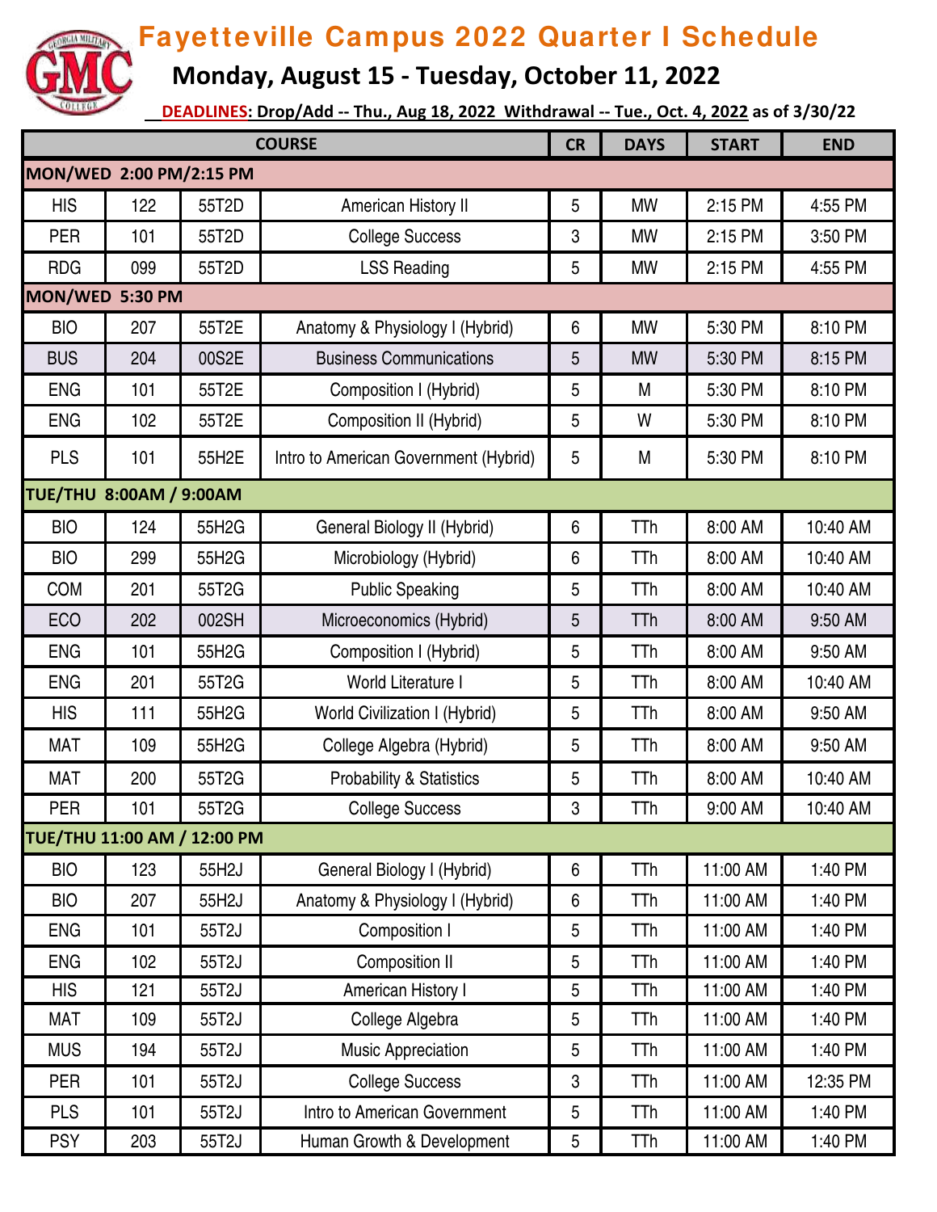# Fayetteville Campus 2022 Quarter I Schedule

## Monday, August 15 - Tuesday, October 11, 2022

**DEADLINES: Drop/Add -- Thu., Aug 18, 2022 Withdrawal -- Tue., Oct. 4, 2022 as of 3/30/22**

| COURSE | | | | CR | DAYS | START | END |
|---|---|---|---|---|---|---|---|
| **MON/WED 2:00 PM/2:15 PM** | | | | | | | |
| HIS | 122 | 55T2D | American History II | 5 | MW | 2:15 PM | 4:55 PM |
| PER | 101 | 55T2D | College Success | 3 | MW | 2:15 PM | 3:50 PM |
| RDG | 099 | 55T2D | LSS Reading | 5 | MW | 2:15 PM | 4:55 PM |
| **MON/WED 5:30 PM** | | | | | | | |
| BIO | 207 | 55T2E | Anatomy & Physiology I (Hybrid) | 6 | MW | 5:30 PM | 8:10 PM |
| BUS | 204 | 00S2E | Business Communications | 5 | MW | 5:30 PM | 8:15 PM |
| ENG | 101 | 55T2E | Composition I (Hybrid) | 5 | M | 5:30 PM | 8:10 PM |
| ENG | 102 | 55T2E | Composition II (Hybrid) | 5 | W | 5:30 PM | 8:10 PM |
| PLS | 101 | 55H2E | Intro to American Government (Hybrid) | 5 | M | 5:30 PM | 8:10 PM |
| **TUE/THU 8:00AM / 9:00AM** | | | | | | | |
| BIO | 124 | 55H2G | General Biology II (Hybrid) | 6 | TTh | 8:00 AM | 10:40 AM |
| BIO | 299 | 55H2G | Microbiology (Hybrid) | 6 | TTh | 8:00 AM | 10:40 AM |
| COM | 201 | 55T2G | Public Speaking | 5 | TTh | 8:00 AM | 10:40 AM |
| ECO | 202 | 002SH | Microeconomics (Hybrid) | 5 | TTh | 8:00 AM | 9:50 AM |
| ENG | 101 | 55H2G | Composition I (Hybrid) | 5 | TTh | 8:00 AM | 9:50 AM |
| ENG | 201 | 55T2G | World Literature I | 5 | TTh | 8:00 AM | 10:40 AM |
| HIS | 111 | 55H2G | World Civilization I (Hybrid) | 5 | TTh | 8:00 AM | 9:50 AM |
| MAT | 109 | 55H2G | College Algebra (Hybrid) | 5 | TTh | 8:00 AM | 9:50 AM |
| MAT | 200 | 55T2G | Probability & Statistics | 5 | TTh | 8:00 AM | 10:40 AM |
| PER | 101 | 55T2G | College Success | 3 | TTh | 9:00 AM | 10:40 AM |
| **TUE/THU 11:00 AM / 12:00 PM** | | | | | | | |
| BIO | 123 | 55H2J | General Biology I (Hybrid) | 6 | TTh | 11:00 AM | 1:40 PM |
| BIO | 207 | 55H2J | Anatomy & Physiology I (Hybrid) | 6 | TTh | 11:00 AM | 1:40 PM |
| ENG | 101 | 55T2J | Composition I | 5 | TTh | 11:00 AM | 1:40 PM |
| ENG | 102 | 55T2J | Composition II | 5 | TTh | 11:00 AM | 1:40 PM |
| HIS | 121 | 55T2J | American History I | 5 | TTh | 11:00 AM | 1:40 PM |
| MAT | 109 | 55T2J | College Algebra | 5 | TTh | 11:00 AM | 1:40 PM |
| MUS | 194 | 55T2J | Music Appreciation | 5 | TTh | 11:00 AM | 1:40 PM |
| PER | 101 | 55T2J | College Success | 3 | TTh | 11:00 AM | 12:35 PM |
| PLS | 101 | 55T2J | Intro to American Government | 5 | TTh | 11:00 AM | 1:40 PM |
| PSY | 203 | 55T2J | Human Growth & Development | 5 | TTh | 11:00 AM | 1:40 PM |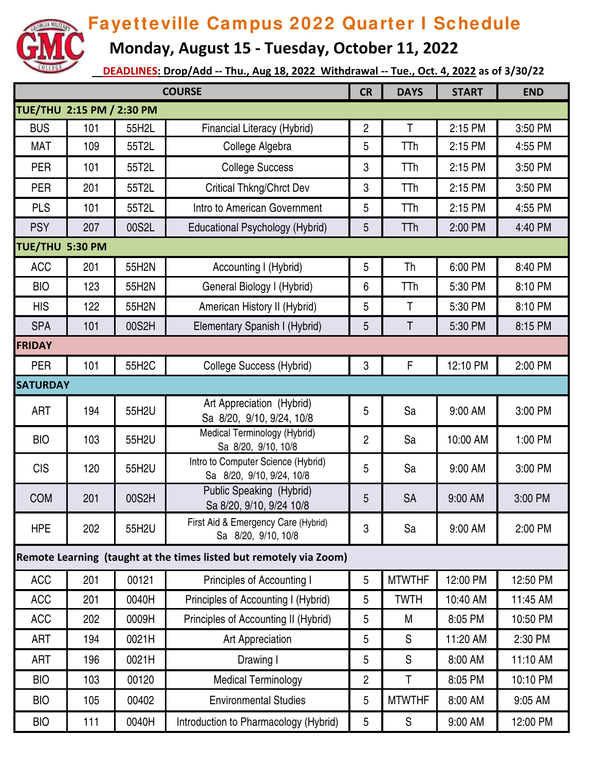# Fayetteville Campus 2022 Quarter I Schedule

## Monday, August 15 - Tuesday, October 11, 2022

**DEADLINES: Drop/Add -- Thu., Aug 18, 2022 Withdrawal -- Tue., Oct. 4, 2022 as of 3/30/22**

| COURSE | | | | CR | DAYS | START | END |
|---|---|---|---|---|---|---|---|
| **TUE/THU 2:15 PM / 2:30 PM** | | | | | | | |
| BUS | 101 | 55H2L | Financial Literacy (Hybrid) | 2 | T | 2:15 PM | 3:50 PM |
| MAT | 109 | 55T2L | College Algebra | 5 | TTh | 2:15 PM | 4:55 PM |
| PER | 101 | 55T2L | College Success | 3 | TTh | 2:15 PM | 3:50 PM |
| PER | 201 | 55T2L | Critical Thkng/Chrct Dev | 3 | TTh | 2:15 PM | 3:50 PM |
| PLS | 101 | 55T2L | Intro to American Government | 5 | TTh | 2:15 PM | 4:55 PM |
| PSY | 207 | 00S2L | Educational Psychology (Hybrid) | 5 | TTh | 2:00 PM | 4:40 PM |
| **TUE/THU 5:30 PM** | | | | | | | |
| ACC | 201 | 55H2N | Accounting I (Hybrid) | 5 | Th | 6:00 PM | 8:40 PM |
| BIO | 123 | 55H2N | General Biology I (Hybrid) | 6 | TTh | 5:30 PM | 8:10 PM |
| HIS | 122 | 55H2N | American History II (Hybrid) | 5 | T | 5:30 PM | 8:10 PM |
| SPA | 101 | 00S2H | Elementary Spanish I (Hybrid) | 5 | T | 5:30 PM | 8:15 PM |
| **FRIDAY** | | | | | | | |
| PER | 101 | 55H2C | College Success (Hybrid) | 3 | F | 12:10 PM | 2:00 PM |
| **SATURDAY** | | | | | | | |
| ART | 194 | 55H2U | Art Appreciation (Hybrid) Sa 8/20, 9/10, 9/24, 10/8 | 5 | Sa | 9:00 AM | 3:00 PM |
| BIO | 103 | 55H2U | Medical Terminology (Hybrid) Sa 8/20, 9/10, 10/8 | 2 | Sa | 10:00 AM | 1:00 PM |
| CIS | 120 | 55H2U | Intro to Computer Science (Hybrid) Sa 8/20, 9/10, 9/24, 10/8 | 5 | Sa | 9:00 AM | 3:00 PM |
| COM | 201 | 00S2H | Public Speaking (Hybrid) Sa 8/20, 9/10, 9/24 10/8 | 5 | SA | 9:00 AM | 3:00 PM |
| HPE | 202 | 55H2U | First Aid & Emergency Care (Hybrid) Sa 8/20, 9/10, 10/8 | 3 | Sa | 9:00 AM | 2:00 PM |
| **Remote Learning (taught at the times listed but remotely via Zoom)** | | | | | | | |
| ACC | 201 | 00121 | Principles of Accounting I | 5 | MTWTHF | 12:00 PM | 12:50 PM |
| ACC | 201 | 0040H | Principles of Accounting I (Hybrid) | 5 | TWTH | 10:40 AM | 11:45 AM |
| ACC | 202 | 0009H | Principles of Accounting II (Hybrid) | 5 | M | 8:05 PM | 10:50 PM |
| ART | 194 | 0021H | Art Appreciation | 5 | S | 11:20 AM | 2:30 PM |
| ART | 196 | 0021H | Drawing I | 5 | S | 8:00 AM | 11:10 AM |
| BIO | 103 | 00120 | Medical Terminology | 2 | T | 8:05 PM | 10:10 PM |
| BIO | 105 | 00402 | Environmental Studies | 5 | MTWTHF | 8:00 AM | 9:05 AM |
| BIO | 111 | 0040H | Introduction to Pharmacology (Hybrid) | 5 | S | 9:00 AM | 12:00 PM |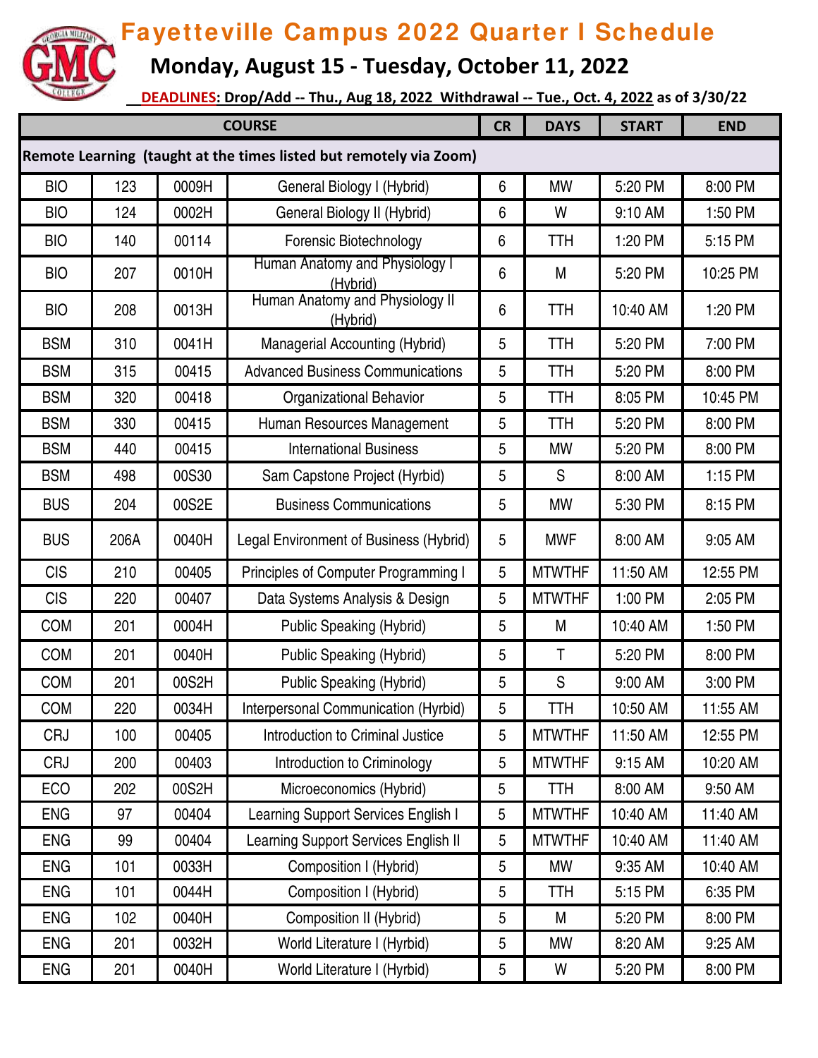# Fayetteville Campus 2022 Quarter I Schedule

## Monday, August 15 - Tuesday, October 11, 2022

**DEADLINES: Drop/Add -- Thu., Aug 18, 2022 Withdrawal -- Tue., Oct. 4, 2022 as of 3/30/22**

| COURSE | | | | CR | DAYS | START | END |
|---|---|---|---|---|---|---|---|
| **Remote Learning (taught at the times listed but remotely via Zoom)** | | | | | | | |
| BIO | 123 | 0009H | General Biology I (Hybrid) | 6 | MW | 5:20 PM | 8:00 PM |
| BIO | 124 | 0002H | General Biology II (Hybrid) | 6 | W | 9:10 AM | 1:50 PM |
| BIO | 140 | 00114 | Forensic Biotechnology | 6 | TTH | 1:20 PM | 5:15 PM |
| BIO | 207 | 0010H | Human Anatomy and Physiology I (Hybrid) | 6 | M | 5:20 PM | 10:25 PM |
| BIO | 208 | 0013H | Human Anatomy and Physiology II (Hybrid) | 6 | TTH | 10:40 AM | 1:20 PM |
| BSM | 310 | 0041H | Managerial Accounting (Hybrid) | 5 | TTH | 5:20 PM | 7:00 PM |
| BSM | 315 | 00415 | Advanced Business Communications | 5 | TTH | 5:20 PM | 8:00 PM |
| BSM | 320 | 00418 | Organizational Behavior | 5 | TTH | 8:05 PM | 10:45 PM |
| BSM | 330 | 00415 | Human Resources Management | 5 | TTH | 5:20 PM | 8:00 PM |
| BSM | 440 | 00415 | International Business | 5 | MW | 5:20 PM | 8:00 PM |
| BSM | 498 | 00S30 | Sam Capstone Project (Hyrbid) | 5 | S | 8:00 AM | 1:15 PM |
| BUS | 204 | 00S2E | Business Communications | 5 | MW | 5:30 PM | 8:15 PM |
| BUS | 206A | 0040H | Legal Environment of Business (Hybrid) | 5 | MWF | 8:00 AM | 9:05 AM |
| CIS | 210 | 00405 | Principles of Computer Programming I | 5 | MTWTHF | 11:50 AM | 12:55 PM |
| CIS | 220 | 00407 | Data Systems Analysis & Design | 5 | MTWTHF | 1:00 PM | 2:05 PM |
| COM | 201 | 0004H | Public Speaking (Hybrid) | 5 | M | 10:40 AM | 1:50 PM |
| COM | 201 | 0040H | Public Speaking (Hybrid) | 5 | T | 5:20 PM | 8:00 PM |
| COM | 201 | 00S2H | Public Speaking (Hybrid) | 5 | S | 9:00 AM | 3:00 PM |
| COM | 220 | 0034H | Interpersonal Communication (Hyrbid) | 5 | TTH | 10:50 AM | 11:55 AM |
| CRJ | 100 | 00405 | Introduction to Criminal Justice | 5 | MTWTHF | 11:50 AM | 12:55 PM |
| CRJ | 200 | 00403 | Introduction to Criminology | 5 | MTWTHF | 9:15 AM | 10:20 AM |
| ECO | 202 | 00S2H | Microeconomics (Hybrid) | 5 | TTH | 8:00 AM | 9:50 AM |
| ENG | 97 | 00404 | Learning Support Services English I | 5 | MTWTHF | 10:40 AM | 11:40 AM |
| ENG | 99 | 00404 | Learning Support Services English II | 5 | MTWTHF | 10:40 AM | 11:40 AM |
| ENG | 101 | 0033H | Composition I (Hybrid) | 5 | MW | 9:35 AM | 10:40 AM |
| ENG | 101 | 0044H | Composition I (Hybrid) | 5 | TTH | 5:15 PM | 6:35 PM |
| ENG | 102 | 0040H | Composition II (Hybrid) | 5 | M | 5:20 PM | 8:00 PM |
| ENG | 201 | 0032H | World Literature I (Hyrbid) | 5 | MW | 8:20 AM | 9:25 AM |
| ENG | 201 | 0040H | World Literature I (Hyrbid) | 5 | W | 5:20 PM | 8:00 PM |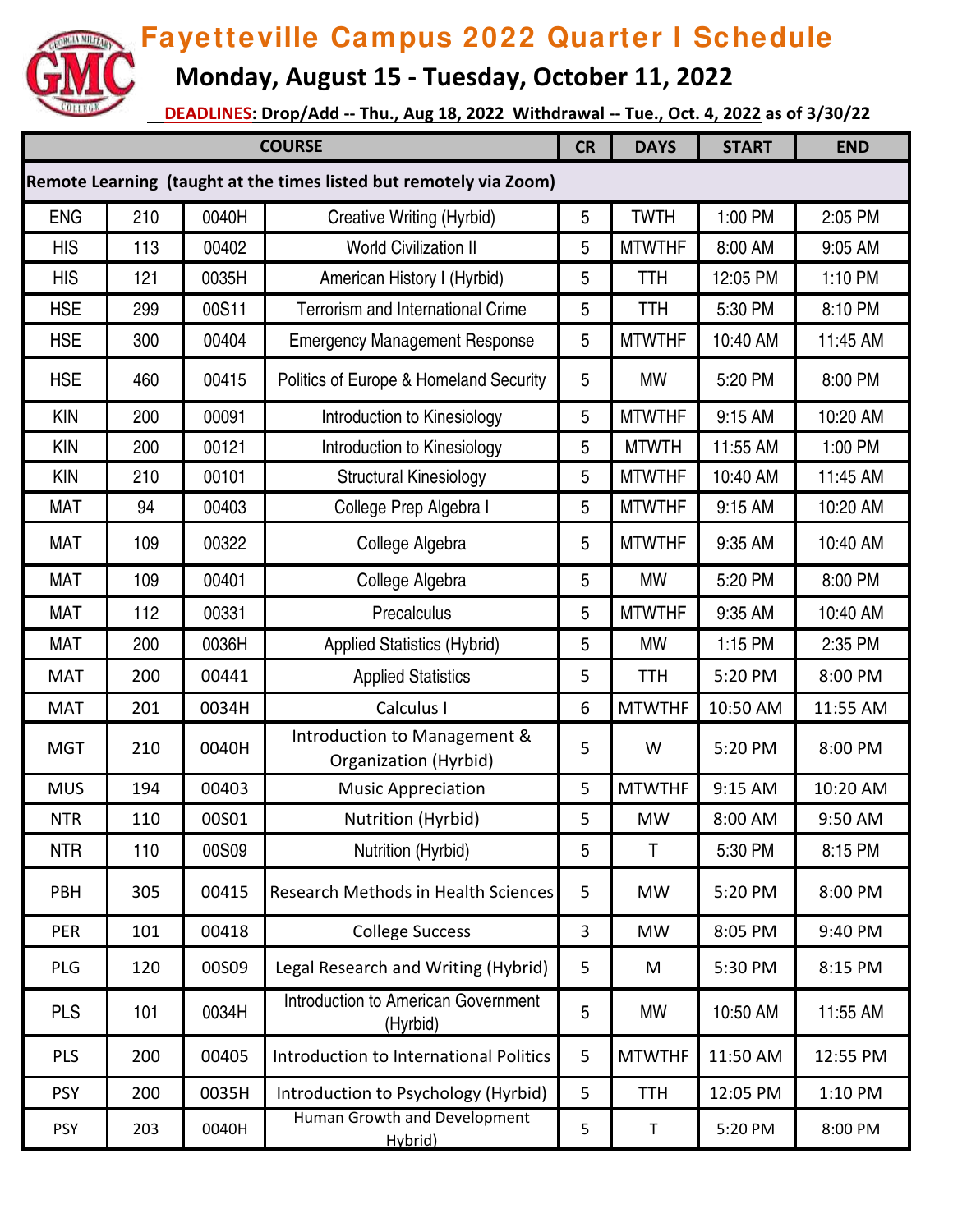# Fayetteville Campus 2022 Quarter I Schedule

## Monday, August 15 - Tuesday, October 11, 2022

**DEADLINES: Drop/Add -- Thu., Aug 18, 2022 Withdrawal -- Tue., Oct. 4, 2022 as of 3/30/22**

| COURSE | | | | CR | DAYS | START | END |
|---|---|---|---|---|---|---|---|
| **Remote Learning (taught at the times listed but remotely via Zoom)** | | | | | | | |
| ENG | 210 | 0040H | Creative Writing (Hyrbid) | 5 | TWTH | 1:00 PM | 2:05 PM |
| HIS | 113 | 00402 | World Civilization II | 5 | MTWTHF | 8:00 AM | 9:05 AM |
| HIS | 121 | 0035H | American History I (Hyrbid) | 5 | TTH | 12:05 PM | 1:10 PM |
| HSE | 299 | 00S11 | Terrorism and International Crime | 5 | TTH | 5:30 PM | 8:10 PM |
| HSE | 300 | 00404 | Emergency Management Response | 5 | MTWTHF | 10:40 AM | 11:45 AM |
| HSE | 460 | 00415 | Politics of Europe & Homeland Security | 5 | MW | 5:20 PM | 8:00 PM |
| KIN | 200 | 00091 | Introduction to Kinesiology | 5 | MTWTHF | 9:15 AM | 10:20 AM |
| KIN | 200 | 00121 | Introduction to Kinesiology | 5 | MTWTH | 11:55 AM | 1:00 PM |
| KIN | 210 | 00101 | Structural Kinesiology | 5 | MTWTHF | 10:40 AM | 11:45 AM |
| MAT | 94 | 00403 | College Prep Algebra I | 5 | MTWTHF | 9:15 AM | 10:20 AM |
| MAT | 109 | 00322 | College Algebra | 5 | MTWTHF | 9:35 AM | 10:40 AM |
| MAT | 109 | 00401 | College Algebra | 5 | MW | 5:20 PM | 8:00 PM |
| MAT | 112 | 00331 | Precalculus | 5 | MTWTHF | 9:35 AM | 10:40 AM |
| MAT | 200 | 0036H | Applied Statistics (Hybrid) | 5 | MW | 1:15 PM | 2:35 PM |
| MAT | 200 | 00441 | Applied Statistics | 5 | TTH | 5:20 PM | 8:00 PM |
| MAT | 201 | 0034H | Calculus I | 6 | MTWTHF | 10:50 AM | 11:55 AM |
| MGT | 210 | 0040H | Introduction to Management & Organization (Hyrbid) | 5 | W | 5:20 PM | 8:00 PM |
| MUS | 194 | 00403 | Music Appreciation | 5 | MTWTHF | 9:15 AM | 10:20 AM |
| NTR | 110 | 00S01 | Nutrition (Hyrbid) | 5 | MW | 8:00 AM | 9:50 AM |
| NTR | 110 | 00S09 | Nutrition (Hyrbid) | 5 | T | 5:30 PM | 8:15 PM |
| PBH | 305 | 00415 | Research Methods in Health Sciences | 5 | MW | 5:20 PM | 8:00 PM |
| PER | 101 | 00418 | College Success | 3 | MW | 8:05 PM | 9:40 PM |
| PLG | 120 | 00S09 | Legal Research and Writing (Hybrid) | 5 | M | 5:30 PM | 8:15 PM |
| PLS | 101 | 0034H | Introduction to American Government (Hyrbid) | 5 | MW | 10:50 AM | 11:55 AM |
| PLS | 200 | 00405 | Introduction to International Politics | 5 | MTWTHF | 11:50 AM | 12:55 PM |
| PSY | 200 | 0035H | Introduction to Psychology (Hyrbid) | 5 | TTH | 12:05 PM | 1:10 PM |
| PSY | 203 | 0040H | Human Growth and Development Hybrid) | 5 | T | 5:20 PM | 8:00 PM |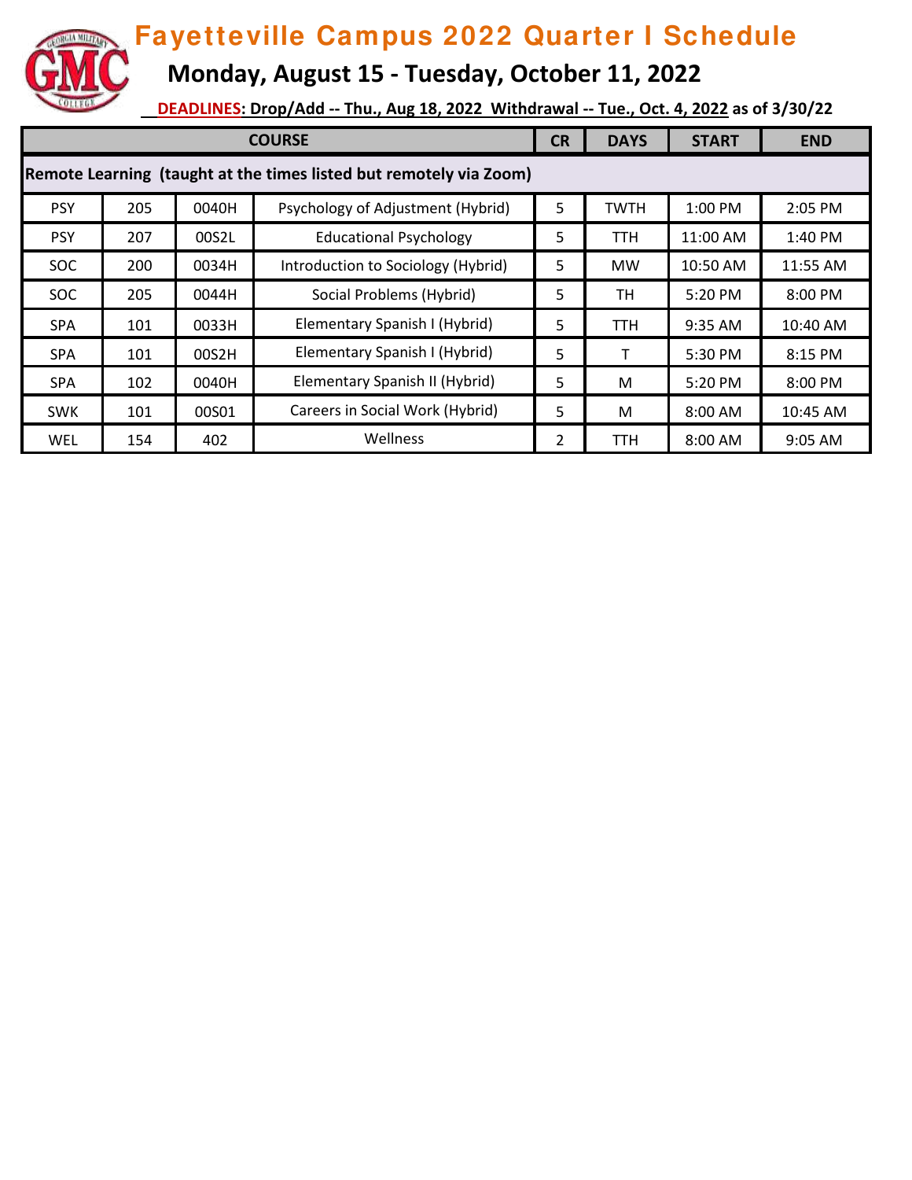# Fayetteville Campus 2022 Quarter I Schedule

## Monday, August 15 - Tuesday, October 11, 2022

**DEADLINES: Drop/Add -- Thu., Aug 18, 2022 Withdrawal -- Tue., Oct. 4, 2022 as of 3/30/22**

| COURSE | | | | CR | DAYS | START | END |
|---|---|---|---|---|---|---|---|
| **Remote Learning (taught at the times listed but remotely via Zoom)** | | | | | | | |
| PSY | 205 | 0040H | Psychology of Adjustment (Hybrid) | 5 | TWTH | 1:00 PM | 2:05 PM |
| PSY | 207 | 00S2L | Educational Psychology | 5 | TTH | 11:00 AM | 1:40 PM |
| SOC | 200 | 0034H | Introduction to Sociology (Hybrid) | 5 | MW | 10:50 AM | 11:55 AM |
| SOC | 205 | 0044H | Social Problems (Hybrid) | 5 | TH | 5:20 PM | 8:00 PM |
| SPA | 101 | 0033H | Elementary Spanish I (Hybrid) | 5 | TTH | 9:35 AM | 10:40 AM |
| SPA | 101 | 00S2H | Elementary Spanish I (Hybrid) | 5 | T | 5:30 PM | 8:15 PM |
| SPA | 102 | 0040H | Elementary Spanish II (Hybrid) | 5 | M | 5:20 PM | 8:00 PM |
| SWK | 101 | 00S01 | Careers in Social Work (Hybrid) | 5 | M | 8:00 AM | 10:45 AM |
| WEL | 154 | 402 | Wellness | 2 | TTH | 8:00 AM | 9:05 AM |